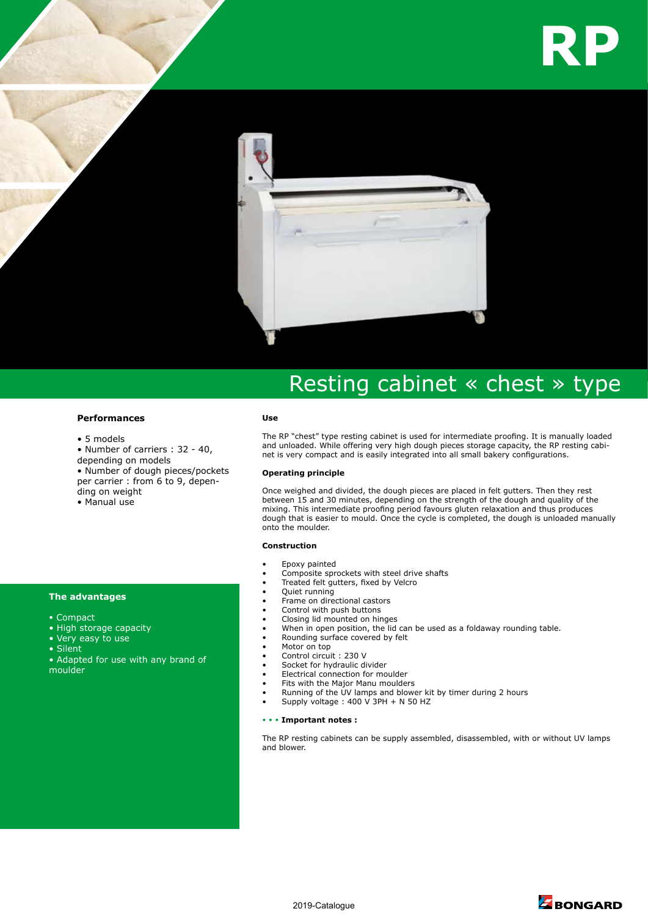# RP

## Resting cabinet « chest » type

### Performances

- 5 models
- Number of carriers : 32 - 40, depending on models
- Number of dough pieces/pockets per carrier : from 6 to 9, depending on weight
- Manual use

### The advantages

- Compact
- High storage capacity
- Very easy to use
- Silent
- Adapted for use with any brand of moulder

### Use

The RP "chest" type resting cabinet is used for intermediate proofing. It is manually loaded and unloaded. While offering very high dough pieces storage capacity, the RP resting cabinet is very compact and is easily integrated into all small bakery configurations.

### Operating principle

Once weighed and divided, the dough pieces are placed in felt gutters. Then they rest between 15 and 30 minutes, depending on the strength of the dough and quality of the mixing. This intermediate proofing period favours gluten relaxation and thus produces dough that is easier to mould. Once the cycle is completed, the dough is unloaded manually onto the moulder.

### Construction

- Epoxy painted
- Composite sprockets with steel drive shafts
- Treated felt gutters, fixed by Velcro
- Quiet running
- Frame on directional castors
- Control with push buttons
- Closing lid mounted on hinges
- When in open position, the lid can be used as a foldaway rounding table.
- Rounding surface covered by felt
- Motor on top
- Control circuit : 230 V
- Socket for hydraulic divider
- Electrical connection for moulder
- Fits with the Major Manu moulders
- Running of the UV lamps and blower kit by timer during 2 hours
- Supply voltage : 400 V 3PH + N 50 HZ

**• • • Important notes :**

The RP resting cabinets can be supply assembled, disassembled, with or without UV lamps and blower.

2019-Catalogue

BONGARD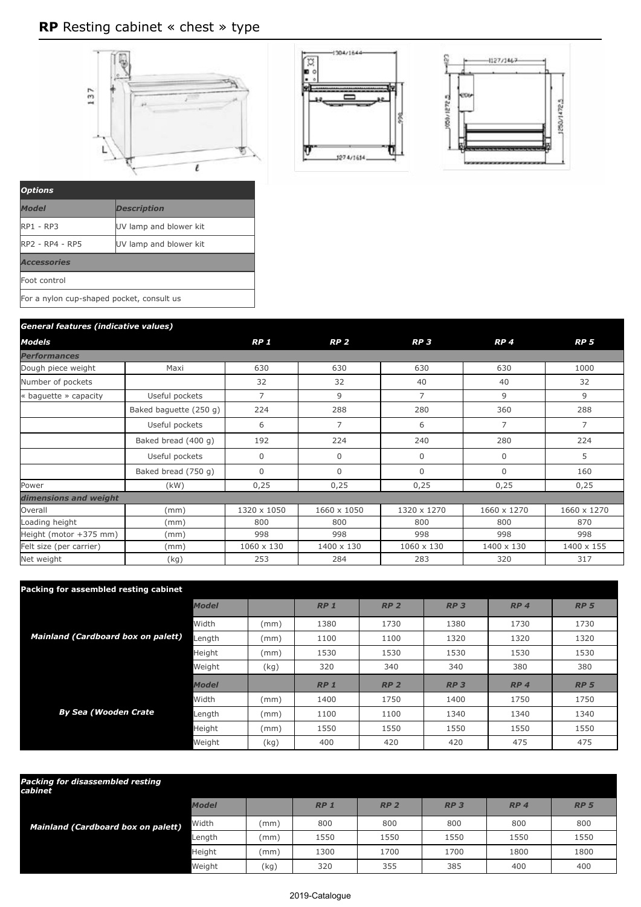# **RP** Resting cabinet « chest » type

137

L

ℓ

1304/1644

998

1274/1614

1127/1467

1050/1270

1250/1472,5

| *Options* | |
|---|---|
| ***Model*** | ***Description*** |
| RP1 - RP3 | UV lamp and blower kit |
| RP2 - RP4 - RP5 | UV lamp and blower kit |
| ***Accessories*** | |
| Foot control | |
| For a nylon cup-shaped pocket, consult us | |

| *General features (indicative values)* | | | | | | |
|---|---|---|---|---|---|---|
| ***Models*** | | ***RP 1*** | ***RP 2*** | ***RP 3*** | ***RP 4*** | ***RP 5*** |
| ***Performances*** | | | | | | |
| Dough piece weight | Maxi | 630 | 630 | 630 | 630 | 1000 |
| Number of pockets | | 32 | 32 | 40 | 40 | 32 |
| « baguette » capacity | Useful pockets | 7 | 9 | 7 | 9 | 9 |
| | Baked baguette (250 g) | 224 | 288 | 280 | 360 | 288 |
| | Useful pockets | 6 | 7 | 6 | 7 | 7 |
| | Baked bread (400 g) | 192 | 224 | 240 | 280 | 224 |
| | Useful pockets | 0 | 0 | 0 | 0 | 5 |
| | Baked bread (750 g) | 0 | 0 | 0 | 0 | 160 |
| Power | (kW) | 0,25 | 0,25 | 0,25 | 0,25 | 0,25 |
| ***dimensions and weight*** | | | | | | |
| Overall | (mm) | 1320 x 1050 | 1660 x 1050 | 1320 x 1270 | 1660 x 1270 | 1660 x 1270 |
| Loading height | (mm) | 800 | 800 | 800 | 800 | 870 |
| Height (motor +375 mm) | (mm) | 998 | 998 | 998 | 998 | 998 |
| Felt size (per carrier) | (mm) | 1060 x 130 | 1400 x 130 | 1060 x 130 | 1400 x 130 | 1400 x 155 |
| Net weight | (kg) | 253 | 284 | 283 | 320 | 317 |

| **Packing for assembled resting cabinet** | | | | | | | |
|---|---|---|---|---|---|---|---|
| | ***Model*** | | ***RP 1*** | ***RP 2*** | ***RP 3*** | ***RP 4*** | ***RP 5*** |
| ***Mainland (Cardboard box on palett)*** | Width | (mm) | 1380 | 1730 | 1380 | 1730 | 1730 |
| | Length | (mm) | 1100 | 1100 | 1320 | 1320 | 1320 |
| | Height | (mm) | 1530 | 1530 | 1530 | 1530 | 1530 |
| | Weight | (kg) | 320 | 340 | 340 | 380 | 380 |
| | ***Model*** | | ***RP 1*** | ***RP 2*** | ***RP 3*** | ***RP 4*** | ***RP 5*** |
| ***By Sea (Wooden Crate*** | Width | (mm) | 1400 | 1750 | 1400 | 1750 | 1750 |
| | Length | (mm) | 1100 | 1100 | 1340 | 1340 | 1340 |
| | Height | (mm) | 1550 | 1550 | 1550 | 1550 | 1550 |
| | Weight | (kg) | 400 | 420 | 420 | 475 | 475 |

| ***Packing for disassembled resting cabinet*** | | | | | | | |
|---|---|---|---|---|---|---|---|
| | ***Model*** | | ***RP 1*** | ***RP 2*** | ***RP 3*** | ***RP 4*** | ***RP 5*** |
| ***Mainland (Cardboard box on palett)*** | Width | (mm) | 800 | 800 | 800 | 800 | 800 |
| | Length | (mm) | 1550 | 1550 | 1550 | 1550 | 1550 |
| | Height | (mm) | 1300 | 1700 | 1700 | 1800 | 1800 |
| | Weight | (kg) | 320 | 355 | 385 | 400 | 400 |

2019-Catalogue